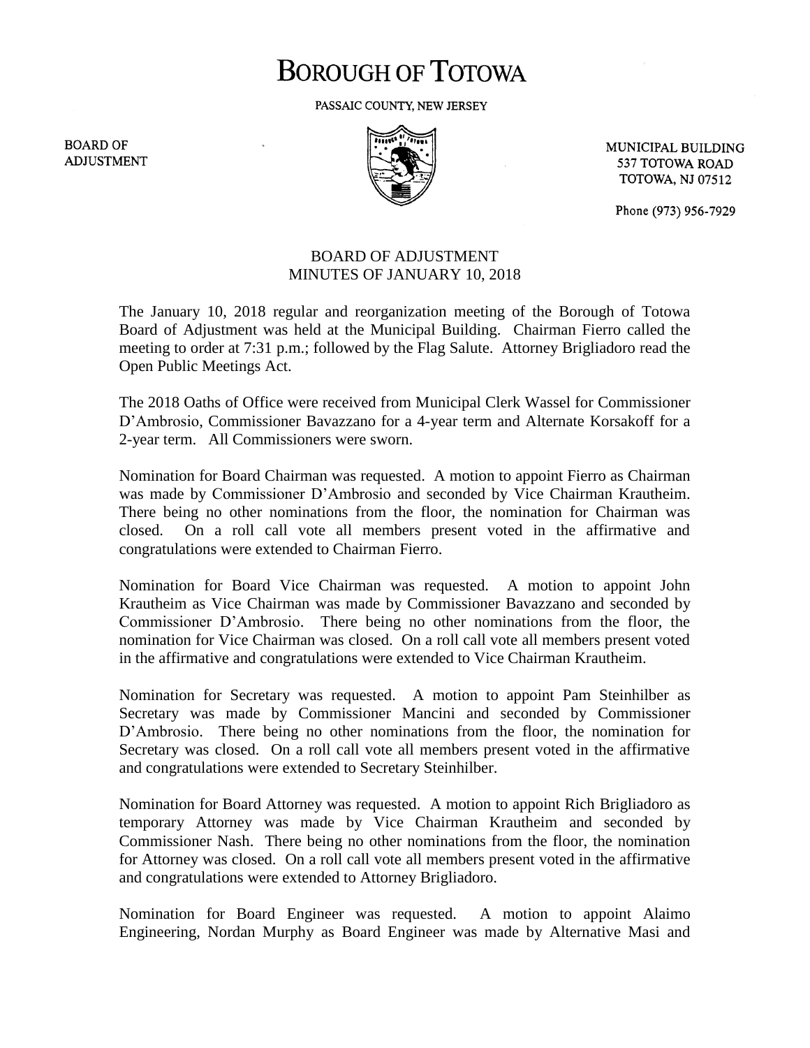# BOROUGH OF TOTOWA

PASSAIC COUNTY, NEW JERSEY

BOARD OF ADJUSTMENT

MUNICIPAL BUILDING
537 TOTOWA ROAD
TOTOWA, NJ 07512

Phone (973) 956-7929

## BOARD OF ADJUSTMENT
## MINUTES OF JANUARY 10, 2018

The January 10, 2018 regular and reorganization meeting of the Borough of Totowa Board of Adjustment was held at the Municipal Building. Chairman Fierro called the meeting to order at 7:31 p.m.; followed by the Flag Salute. Attorney Brigliadoro read the Open Public Meetings Act.

The 2018 Oaths of Office were received from Municipal Clerk Wassel for Commissioner D'Ambrosio, Commissioner Bavazzano for a 4-year term and Alternate Korsakoff for a 2-year term. All Commissioners were sworn.

Nomination for Board Chairman was requested. A motion to appoint Fierro as Chairman was made by Commissioner D'Ambrosio and seconded by Vice Chairman Krautheim. There being no other nominations from the floor, the nomination for Chairman was closed. On a roll call vote all members present voted in the affirmative and congratulations were extended to Chairman Fierro.

Nomination for Board Vice Chairman was requested. A motion to appoint John Krautheim as Vice Chairman was made by Commissioner Bavazzano and seconded by Commissioner D'Ambrosio. There being no other nominations from the floor, the nomination for Vice Chairman was closed. On a roll call vote all members present voted in the affirmative and congratulations were extended to Vice Chairman Krautheim.

Nomination for Secretary was requested. A motion to appoint Pam Steinhilber as Secretary was made by Commissioner Mancini and seconded by Commissioner D'Ambrosio. There being no other nominations from the floor, the nomination for Secretary was closed. On a roll call vote all members present voted in the affirmative and congratulations were extended to Secretary Steinhilber.

Nomination for Board Attorney was requested. A motion to appoint Rich Brigliadoro as temporary Attorney was made by Vice Chairman Krautheim and seconded by Commissioner Nash. There being no other nominations from the floor, the nomination for Attorney was closed. On a roll call vote all members present voted in the affirmative and congratulations were extended to Attorney Brigliadoro.

Nomination for Board Engineer was requested. A motion to appoint Alaimo Engineering, Nordan Murphy as Board Engineer was made by Alternative Masi and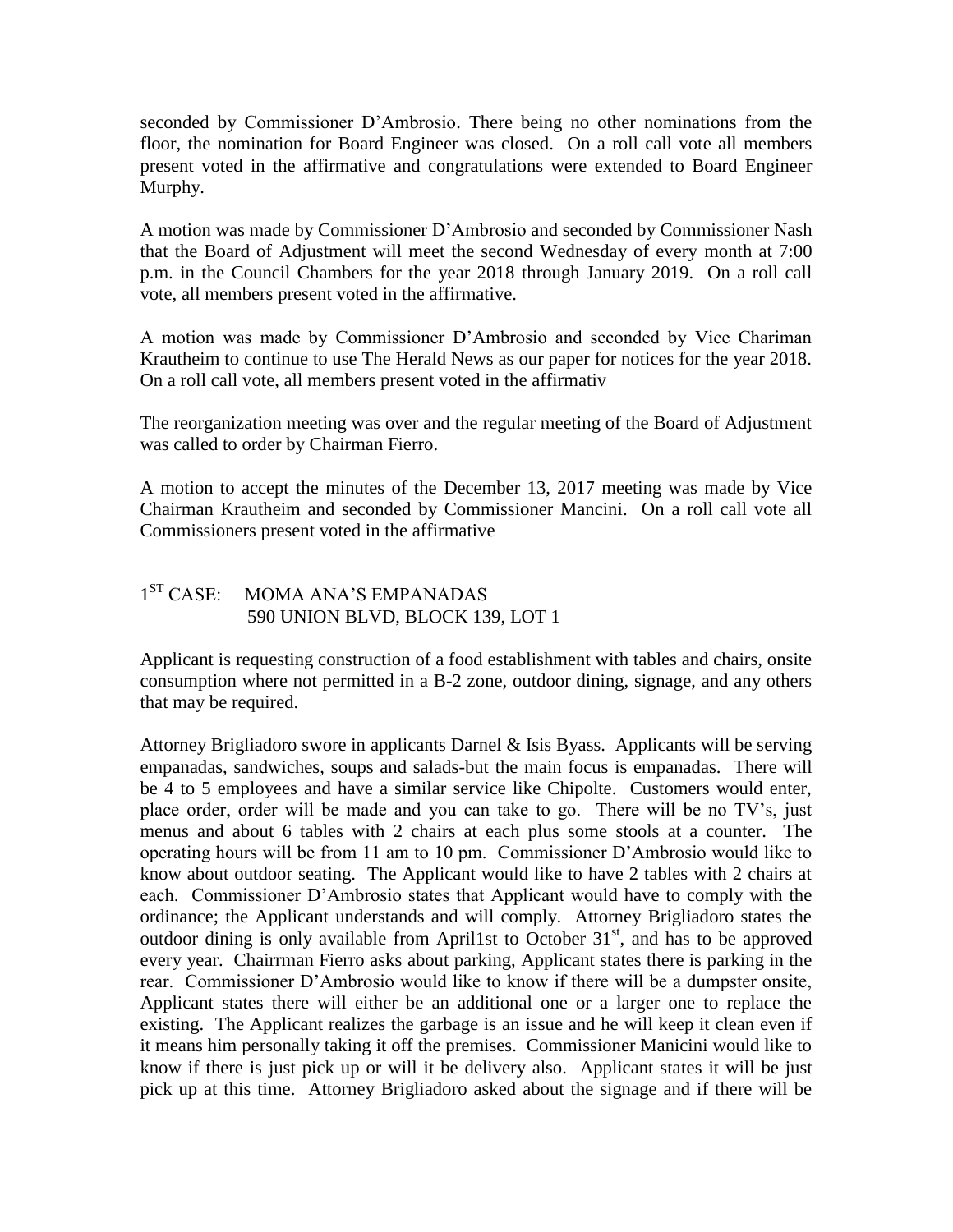seconded by Commissioner D'Ambrosio. There being no other nominations from the floor, the nomination for Board Engineer was closed. On a roll call vote all members present voted in the affirmative and congratulations were extended to Board Engineer Murphy.

A motion was made by Commissioner D'Ambrosio and seconded by Commissioner Nash that the Board of Adjustment will meet the second Wednesday of every month at 7:00 p.m. in the Council Chambers for the year 2018 through January 2019. On a roll call vote, all members present voted in the affirmative.

A motion was made by Commissioner D'Ambrosio and seconded by Vice Chariman Krautheim to continue to use The Herald News as our paper for notices for the year 2018. On a roll call vote, all members present voted in the affirmativ

The reorganization meeting was over and the regular meeting of the Board of Adjustment was called to order by Chairman Fierro.

A motion to accept the minutes of the December 13, 2017 meeting was made by Vice Chairman Krautheim and seconded by Commissioner Mancini. On a roll call vote all Commissioners present voted in the affirmative

1ST CASE: MOMA ANA'S EMPANADAS
590 UNION BLVD, BLOCK 139, LOT 1

Applicant is requesting construction of a food establishment with tables and chairs, onsite consumption where not permitted in a B-2 zone, outdoor dining, signage, and any others that may be required.

Attorney Brigliadoro swore in applicants Darnel & Isis Byass. Applicants will be serving empanadas, sandwiches, soups and salads-but the main focus is empanadas. There will be 4 to 5 employees and have a similar service like Chipolte. Customers would enter, place order, order will be made and you can take to go. There will be no TV's, just menus and about 6 tables with 2 chairs at each plus some stools at a counter. The operating hours will be from 11 am to 10 pm. Commissioner D'Ambrosio would like to know about outdoor seating. The Applicant would like to have 2 tables with 2 chairs at each. Commissioner D'Ambrosio states that Applicant would have to comply with the ordinance; the Applicant understands and will comply. Attorney Brigliadoro states the outdoor dining is only available from April1st to October 31st, and has to be approved every year. Chairrman Fierro asks about parking, Applicant states there is parking in the rear. Commissioner D'Ambrosio would like to know if there will be a dumpster onsite, Applicant states there will either be an additional one or a larger one to replace the existing. The Applicant realizes the garbage is an issue and he will keep it clean even if it means him personally taking it off the premises. Commissioner Manicini would like to know if there is just pick up or will it be delivery also. Applicant states it will be just pick up at this time. Attorney Brigliadoro asked about the signage and if there will be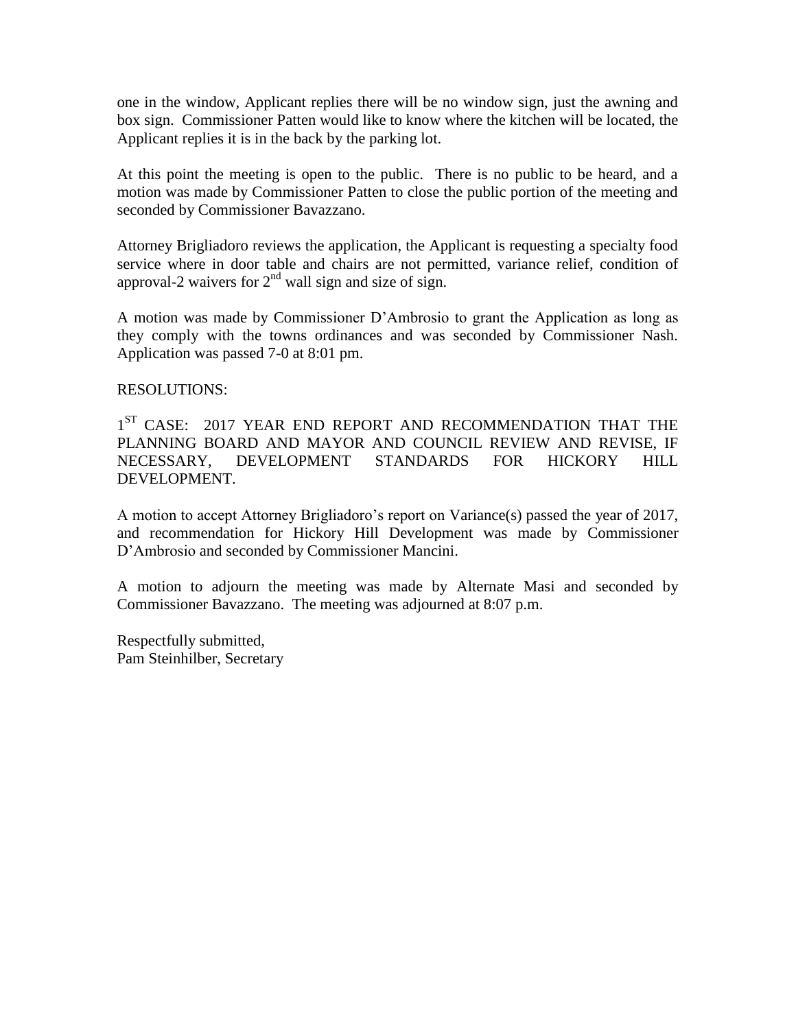one in the window, Applicant replies there will be no window sign, just the awning and box sign. Commissioner Patten would like to know where the kitchen will be located, the Applicant replies it is in the back by the parking lot.

At this point the meeting is open to the public. There is no public to be heard, and a motion was made by Commissioner Patten to close the public portion of the meeting and seconded by Commissioner Bavazzano.

Attorney Brigliadoro reviews the application, the Applicant is requesting a specialty food service where in door table and chairs are not permitted, variance relief, condition of approval-2 waivers for 2nd wall sign and size of sign.

A motion was made by Commissioner D'Ambrosio to grant the Application as long as they comply with the towns ordinances and was seconded by Commissioner Nash. Application was passed 7-0 at 8:01 pm.

RESOLUTIONS:

1ST CASE: 2017 YEAR END REPORT AND RECOMMENDATION THAT THE PLANNING BOARD AND MAYOR AND COUNCIL REVIEW AND REVISE, IF NECESSARY, DEVELOPMENT STANDARDS FOR HICKORY HILL DEVELOPMENT.

A motion to accept Attorney Brigliadoro's report on Variance(s) passed the year of 2017, and recommendation for Hickory Hill Development was made by Commissioner D'Ambrosio and seconded by Commissioner Mancini.

A motion to adjourn the meeting was made by Alternate Masi and seconded by Commissioner Bavazzano. The meeting was adjourned at 8:07 p.m.

Respectfully submitted,  
Pam Steinhilber, Secretary